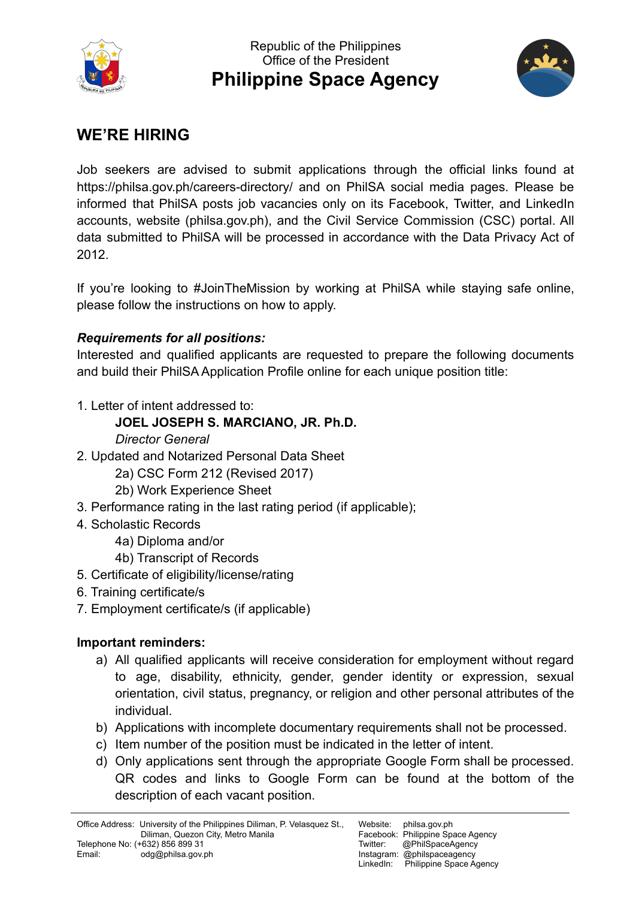Republic of the Philippines
Office of the President

# Philippine Space Agency

## WE'RE HIRING

Job seekers are advised to submit applications through the official links found at https://philsa.gov.ph/careers-directory/ and on PhilSA social media pages. Please be informed that PhilSA posts job vacancies only on its Facebook, Twitter, and LinkedIn accounts, website (philsa.gov.ph), and the Civil Service Commission (CSC) portal. All data submitted to PhilSA will be processed in accordance with the Data Privacy Act of 2012.

If you're looking to #JoinTheMission by working at PhilSA while staying safe online, please follow the instructions on how to apply.

***Requirements for all positions:***

Interested and qualified applicants are requested to prepare the following documents and build their PhilSA Application Profile online for each unique position title:

1. Letter of intent addressed to:
   **JOEL JOSEPH S. MARCIANO, JR. Ph.D.**
   *Director General*
2. Updated and Notarized Personal Data Sheet
   2a) CSC Form 212 (Revised 2017)
   2b) Work Experience Sheet
3. Performance rating in the last rating period (if applicable);
4. Scholastic Records
   4a) Diploma and/or
   4b) Transcript of Records
5. Certificate of eligibility/license/rating
6. Training certificate/s
7. Employment certificate/s (if applicable)

**Important reminders:**

a) All qualified applicants will receive consideration for employment without regard to age, disability, ethnicity, gender, gender identity or expression, sexual orientation, civil status, pregnancy, or religion and other personal attributes of the individual.
b) Applications with incomplete documentary requirements shall not be processed.
c) Item number of the position must be indicated in the letter of intent.
d) Only applications sent through the appropriate Google Form shall be processed. QR codes and links to Google Form can be found at the bottom of the description of each vacant position.

Office Address: University of the Philippines Diliman, P. Velasquez St., Diliman, Quezon City, Metro Manila
Telephone No: (+632) 856 899 31
Email: odg@philsa.gov.ph

Website: philsa.gov.ph
Facebook: Philippine Space Agency
Twitter: @PhilSpaceAgency
Instagram: @philspaceagency
LinkedIn: Philippine Space Agency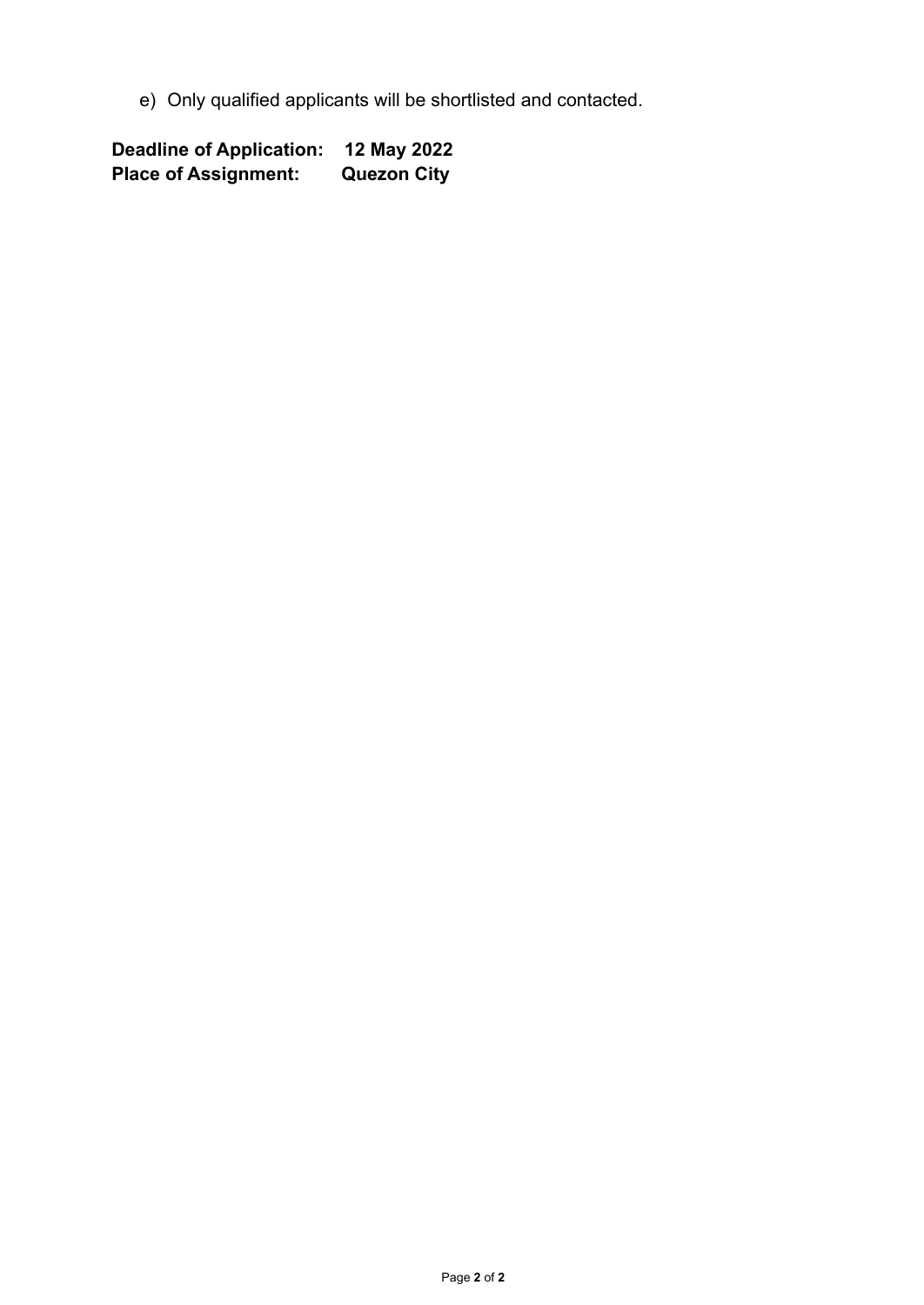e) Only qualified applicants will be shortlisted and contacted.

**Deadline of Application: 12 May 2022**
**Place of Assignment: Quezon City**